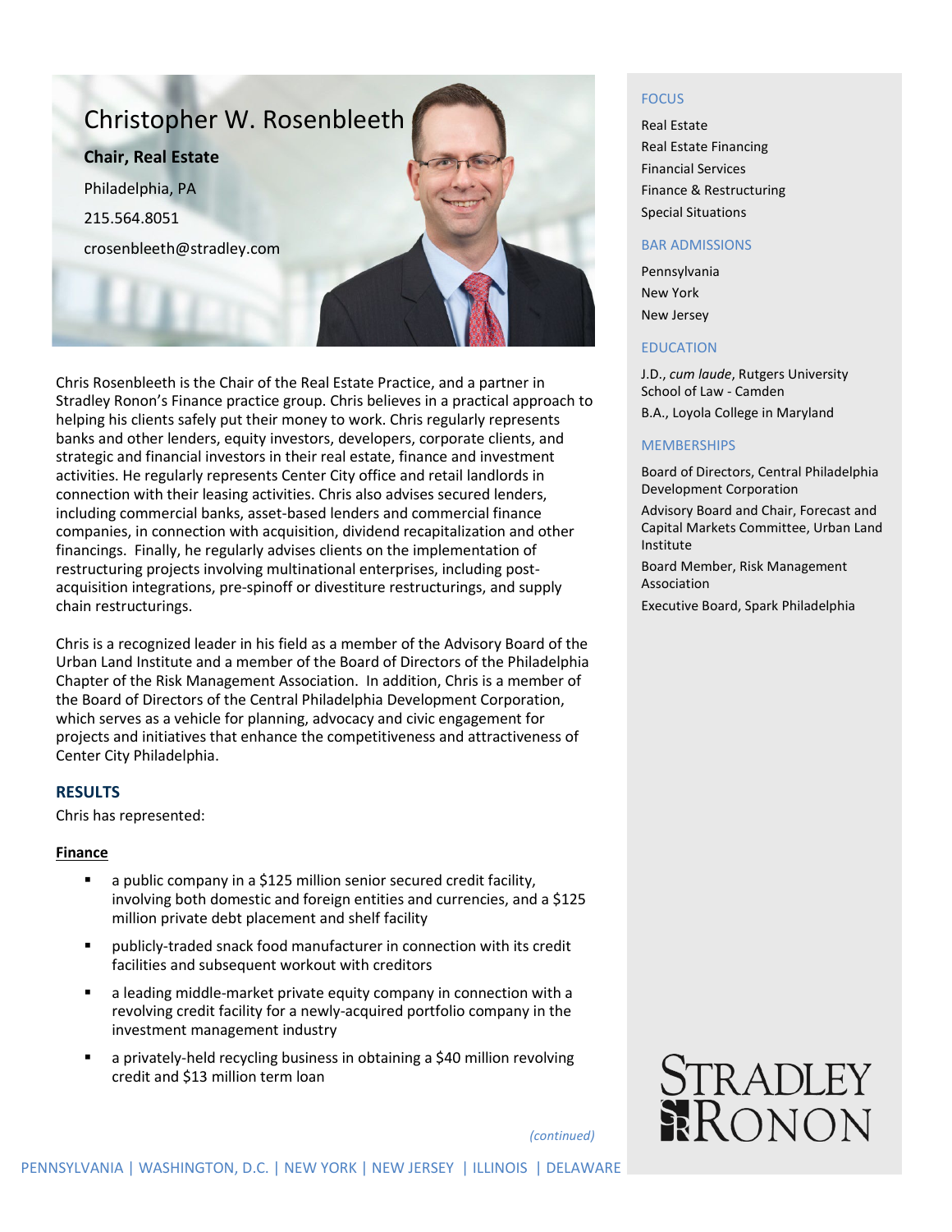# Christopher W. Rosenbleeth

**Chair, Real Estate**

Philadelphia, PA

215.564.8051

crosenbleeth@stradley.com

Chris Rosenbleeth is the Chair of the Real Estate Practice, and a partner in Stradley Ronon's Finance practice group. Chris believes in a practical approach to helping his clients safely put their money to work. Chris regularly represents banks and other lenders, equity investors, developers, corporate clients, and strategic and financial investors in their real estate, finance and investment activities. He regularly represents Center City office and retail landlords in connection with their leasing activities. Chris also advises secured lenders, including commercial banks, asset-based lenders and commercial finance companies, in connection with acquisition, dividend recapitalization and other financings. Finally, he regularly advises clients on the implementation of restructuring projects involving multinational enterprises, including post-acquisition integrations, pre-spinoff or divestiture restructurings, and supply chain restructurings.

Chris is a recognized leader in his field as a member of the Advisory Board of the Urban Land Institute and a member of the Board of Directors of the Philadelphia Chapter of the Risk Management Association. In addition, Chris is a member of the Board of Directors of the Central Philadelphia Development Corporation, which serves as a vehicle for planning, advocacy and civic engagement for projects and initiatives that enhance the competitiveness and attractiveness of Center City Philadelphia.

## RESULTS

Chris has represented:

**Finance**

- a public company in a $125 million senior secured credit facility, involving both domestic and foreign entities and currencies, and a $125 million private debt placement and shelf facility
- publicly-traded snack food manufacturer in connection with its credit facilities and subsequent workout with creditors
- a leading middle-market private equity company in connection with a revolving credit facility for a newly-acquired portfolio company in the investment management industry
- a privately-held recycling business in obtaining a $40 million revolving credit and $13 million term loan

*(continued)*

## FOCUS

Real Estate

Real Estate Financing

Financial Services

Finance & Restructuring

Special Situations

## BAR ADMISSIONS

Pennsylvania

New York

New Jersey

## EDUCATION

J.D., *cum laude*, Rutgers University School of Law - Camden

B.A., Loyola College in Maryland

## MEMBERSHIPS

Board of Directors, Central Philadelphia Development Corporation

Advisory Board and Chair, Forecast and Capital Markets Committee, Urban Land Institute

Board Member, Risk Management Association

Executive Board, Spark Philadelphia

STRADLEY RONON

PENNSYLVANIA | WASHINGTON, D.C. | NEW YORK | NEW JERSEY | ILLINOIS | DELAWARE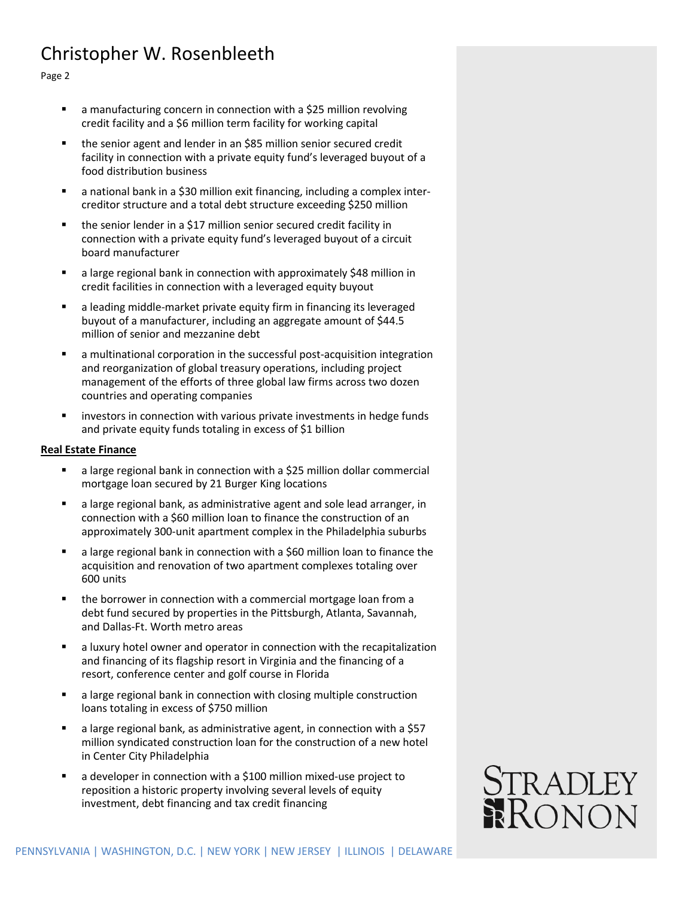- a manufacturing concern in connection with a $25 million revolving credit facility and a $6 million term facility for working capital
- the senior agent and lender in an $85 million senior secured credit facility in connection with a private equity fund's leveraged buyout of a food distribution business
- a national bank in a $30 million exit financing, including a complex inter-creditor structure and a total debt structure exceeding $250 million
- the senior lender in a $17 million senior secured credit facility in connection with a private equity fund's leveraged buyout of a circuit board manufacturer
- a large regional bank in connection with approximately $48 million in credit facilities in connection with a leveraged equity buyout
- a leading middle-market private equity firm in financing its leveraged buyout of a manufacturer, including an aggregate amount of $44.5 million of senior and mezzanine debt
- a multinational corporation in the successful post-acquisition integration and reorganization of global treasury operations, including project management of the efforts of three global law firms across two dozen countries and operating companies
- investors in connection with various private investments in hedge funds and private equity funds totaling in excess of $1 billion

**Real Estate Finance**

- a large regional bank in connection with a $25 million dollar commercial mortgage loan secured by 21 Burger King locations
- a large regional bank, as administrative agent and sole lead arranger, in connection with a $60 million loan to finance the construction of an approximately 300-unit apartment complex in the Philadelphia suburbs
- a large regional bank in connection with a $60 million loan to finance the acquisition and renovation of two apartment complexes totaling over 600 units
- the borrower in connection with a commercial mortgage loan from a debt fund secured by properties in the Pittsburgh, Atlanta, Savannah, and Dallas-Ft. Worth metro areas
- a luxury hotel owner and operator in connection with the recapitalization and financing of its flagship resort in Virginia and the financing of a resort, conference center and golf course in Florida
- a large regional bank in connection with closing multiple construction loans totaling in excess of $750 million
- a large regional bank, as administrative agent, in connection with a $57 million syndicated construction loan for the construction of a new hotel in Center City Philadelphia
- a developer in connection with a $100 million mixed-use project to reposition a historic property involving several levels of equity investment, debt financing and tax credit financing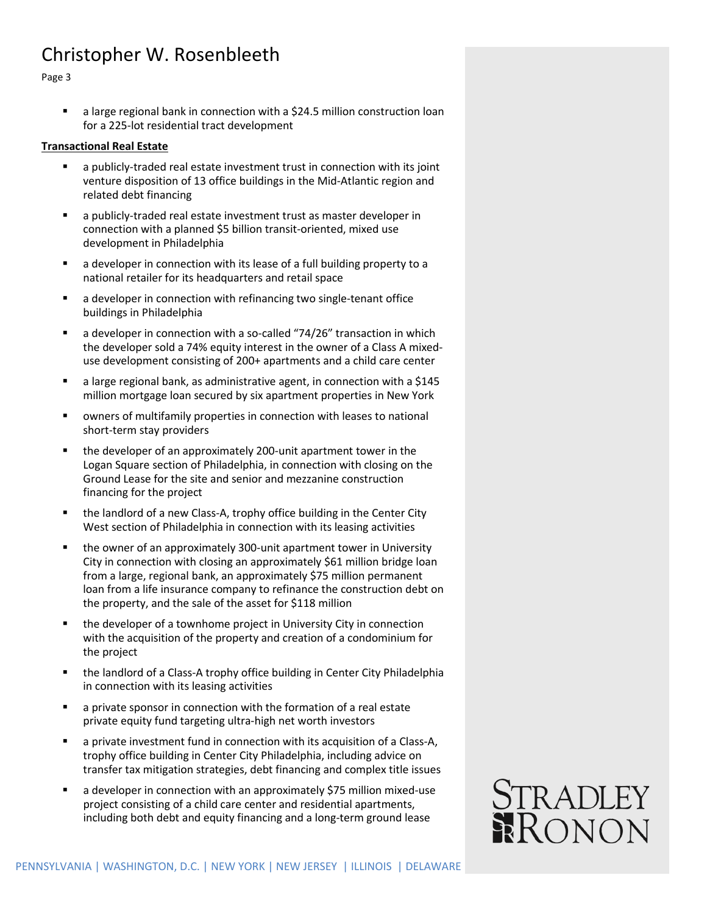- a large regional bank in connection with a $24.5 million construction loan for a 225-lot residential tract development

**Transactional Real Estate**

- a publicly-traded real estate investment trust in connection with its joint venture disposition of 13 office buildings in the Mid-Atlantic region and related debt financing
- a publicly-traded real estate investment trust as master developer in connection with a planned $5 billion transit-oriented, mixed use development in Philadelphia
- a developer in connection with its lease of a full building property to a national retailer for its headquarters and retail space
- a developer in connection with refinancing two single-tenant office buildings in Philadelphia
- a developer in connection with a so-called "74/26" transaction in which the developer sold a 74% equity interest in the owner of a Class A mixed-use development consisting of 200+ apartments and a child care center
- a large regional bank, as administrative agent, in connection with a $145 million mortgage loan secured by six apartment properties in New York
- owners of multifamily properties in connection with leases to national short-term stay providers
- the developer of an approximately 200-unit apartment tower in the Logan Square section of Philadelphia, in connection with closing on the Ground Lease for the site and senior and mezzanine construction financing for the project
- the landlord of a new Class-A, trophy office building in the Center City West section of Philadelphia in connection with its leasing activities
- the owner of an approximately 300-unit apartment tower in University City in connection with closing an approximately $61 million bridge loan from a large, regional bank, an approximately $75 million permanent loan from a life insurance company to refinance the construction debt on the property, and the sale of the asset for $118 million
- the developer of a townhome project in University City in connection with the acquisition of the property and creation of a condominium for the project
- the landlord of a Class-A trophy office building in Center City Philadelphia in connection with its leasing activities
- a private sponsor in connection with the formation of a real estate private equity fund targeting ultra-high net worth investors
- a private investment fund in connection with its acquisition of a Class-A, trophy office building in Center City Philadelphia, including advice on transfer tax mitigation strategies, debt financing and complex title issues
- a developer in connection with an approximately $75 million mixed-use project consisting of a child care center and residential apartments, including both debt and equity financing and a long-term ground lease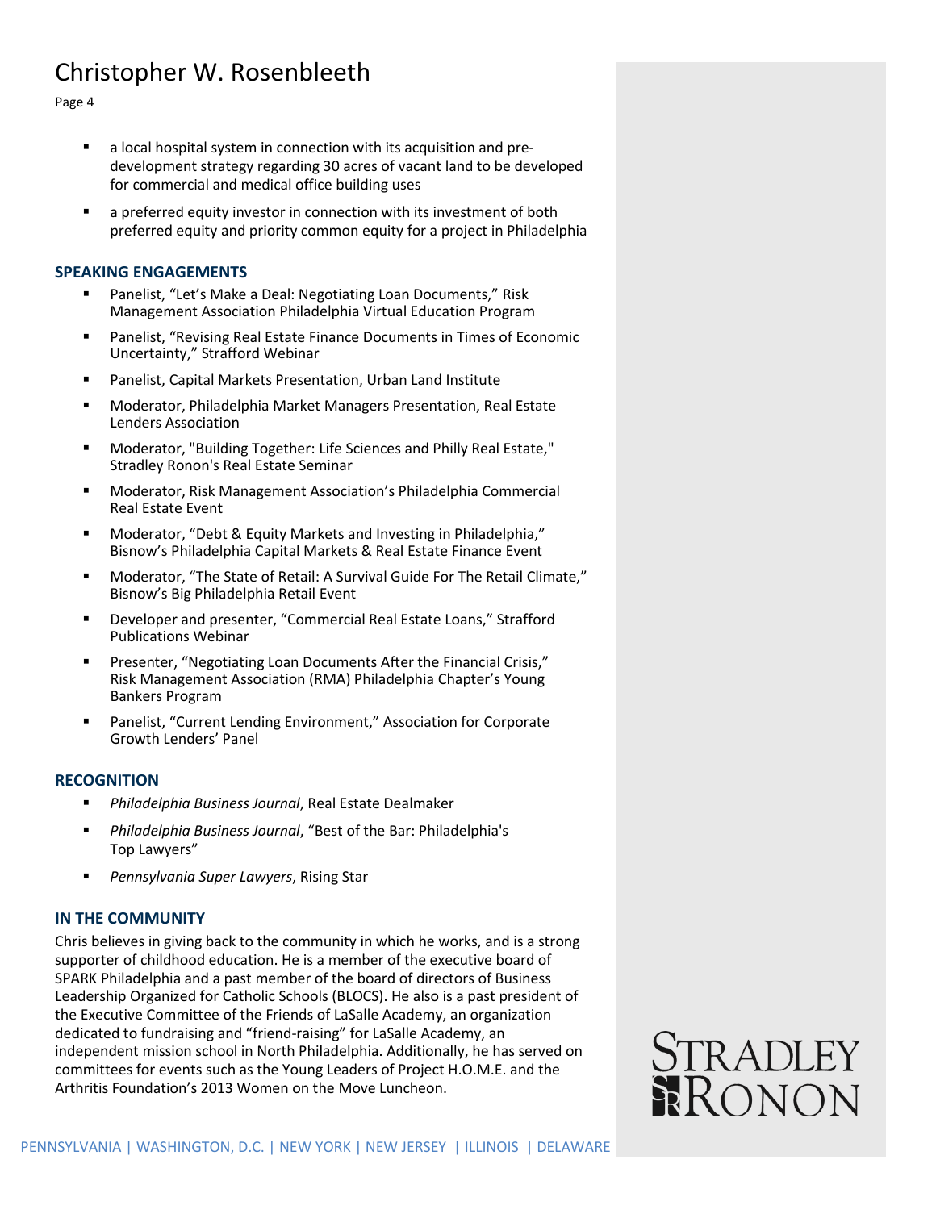- a local hospital system in connection with its acquisition and pre-development strategy regarding 30 acres of vacant land to be developed for commercial and medical office building uses
- a preferred equity investor in connection with its investment of both preferred equity and priority common equity for a project in Philadelphia

## SPEAKING ENGAGEMENTS

- Panelist, "Let's Make a Deal: Negotiating Loan Documents," Risk Management Association Philadelphia Virtual Education Program
- Panelist, "Revising Real Estate Finance Documents in Times of Economic Uncertainty," Strafford Webinar
- Panelist, Capital Markets Presentation, Urban Land Institute
- Moderator, Philadelphia Market Managers Presentation, Real Estate Lenders Association
- Moderator, "Building Together: Life Sciences and Philly Real Estate," Stradley Ronon's Real Estate Seminar
- Moderator, Risk Management Association's Philadelphia Commercial Real Estate Event
- Moderator, "Debt & Equity Markets and Investing in Philadelphia," Bisnow's Philadelphia Capital Markets & Real Estate Finance Event
- Moderator, "The State of Retail: A Survival Guide For The Retail Climate," Bisnow's Big Philadelphia Retail Event
- Developer and presenter, "Commercial Real Estate Loans," Strafford Publications Webinar
- Presenter, "Negotiating Loan Documents After the Financial Crisis," Risk Management Association (RMA) Philadelphia Chapter's Young Bankers Program
- Panelist, "Current Lending Environment," Association for Corporate Growth Lenders' Panel

## RECOGNITION

- *Philadelphia Business Journal*, Real Estate Dealmaker
- *Philadelphia Business Journal*, "Best of the Bar: Philadelphia's Top Lawyers"
- *Pennsylvania Super Lawyers*, Rising Star

## IN THE COMMUNITY

Chris believes in giving back to the community in which he works, and is a strong supporter of childhood education. He is a member of the executive board of SPARK Philadelphia and a past member of the board of directors of Business Leadership Organized for Catholic Schools (BLOCS). He also is a past president of the Executive Committee of the Friends of LaSalle Academy, an organization dedicated to fundraising and "friend-raising" for LaSalle Academy, an independent mission school in North Philadelphia. Additionally, he has served on committees for events such as the Young Leaders of Project H.O.M.E. and the Arthritis Foundation's 2013 Women on the Move Luncheon.